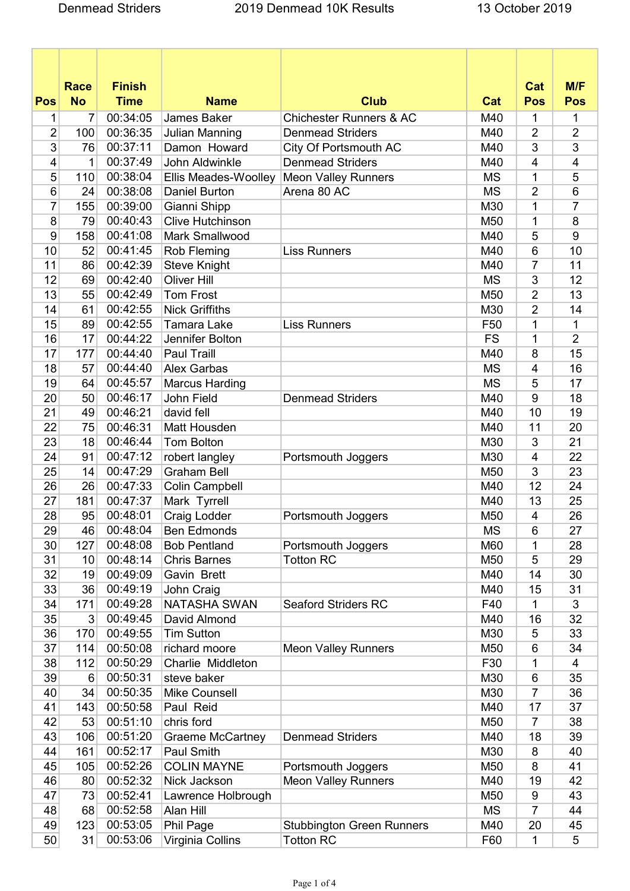Denmead Striders 2019 Denmead 10K Results 13 October 2019

| Pos | Race No | Finish Time | Name | Club | Cat | Cat Pos | M/F Pos |
|---|---|---|---|---|---|---|---|
| 1 | 7 | 00:34:05 | James Baker | Chichester Runners & AC | M40 | 1 | 1 |
| 2 | 100 | 00:36:35 | Julian Manning | Denmead Striders | M40 | 2 | 2 |
| 3 | 76 | 00:37:11 | Damon Howard | City Of Portsmouth AC | M40 | 3 | 3 |
| 4 | 1 | 00:37:49 | John Aldwinkle | Denmead Striders | M40 | 4 | 4 |
| 5 | 110 | 00:38:04 | Ellis Meades-Woolley | Meon Valley Runners | MS | 1 | 5 |
| 6 | 24 | 00:38:08 | Daniel Burton | Arena 80 AC | MS | 2 | 6 |
| 7 | 155 | 00:39:00 | Gianni Shipp | | M30 | 1 | 7 |
| 8 | 79 | 00:40:43 | Clive Hutchinson | | M50 | 1 | 8 |
| 9 | 158 | 00:41:08 | Mark Smallwood | | M40 | 5 | 9 |
| 10 | 52 | 00:41:45 | Rob Fleming | Liss Runners | M40 | 6 | 10 |
| 11 | 86 | 00:42:39 | Steve Knight | | M40 | 7 | 11 |
| 12 | 69 | 00:42:40 | Oliver Hill | | MS | 3 | 12 |
| 13 | 55 | 00:42:49 | Tom Frost | | M50 | 2 | 13 |
| 14 | 61 | 00:42:55 | Nick Griffiths | | M30 | 2 | 14 |
| 15 | 89 | 00:42:55 | Tamara Lake | Liss Runners | F50 | 1 | 1 |
| 16 | 17 | 00:44:22 | Jennifer Bolton | | FS | 1 | 2 |
| 17 | 177 | 00:44:40 | Paul Traill | | M40 | 8 | 15 |
| 18 | 57 | 00:44:40 | Alex Garbas | | MS | 4 | 16 |
| 19 | 64 | 00:45:57 | Marcus Harding | | MS | 5 | 17 |
| 20 | 50 | 00:46:17 | John Field | Denmead Striders | M40 | 9 | 18 |
| 21 | 49 | 00:46:21 | david fell | | M40 | 10 | 19 |
| 22 | 75 | 00:46:31 | Matt Housden | | M40 | 11 | 20 |
| 23 | 18 | 00:46:44 | Tom Bolton | | M30 | 3 | 21 |
| 24 | 91 | 00:47:12 | robert langley | Portsmouth Joggers | M30 | 4 | 22 |
| 25 | 14 | 00:47:29 | Graham Bell | | M50 | 3 | 23 |
| 26 | 26 | 00:47:33 | Colin Campbell | | M40 | 12 | 24 |
| 27 | 181 | 00:47:37 | Mark Tyrrell | | M40 | 13 | 25 |
| 28 | 95 | 00:48:01 | Craig Lodder | Portsmouth Joggers | M50 | 4 | 26 |
| 29 | 46 | 00:48:04 | Ben Edmonds | | MS | 6 | 27 |
| 30 | 127 | 00:48:08 | Bob Pentland | Portsmouth Joggers | M60 | 1 | 28 |
| 31 | 10 | 00:48:14 | Chris Barnes | Totton RC | M50 | 5 | 29 |
| 32 | 19 | 00:49:09 | Gavin Brett | | M40 | 14 | 30 |
| 33 | 36 | 00:49:19 | John Craig | | M40 | 15 | 31 |
| 34 | 171 | 00:49:28 | NATASHA SWAN | Seaford Striders RC | F40 | 1 | 3 |
| 35 | 3 | 00:49:45 | David Almond | | M40 | 16 | 32 |
| 36 | 170 | 00:49:55 | Tim Sutton | | M30 | 5 | 33 |
| 37 | 114 | 00:50:08 | richard moore | Meon Valley Runners | M50 | 6 | 34 |
| 38 | 112 | 00:50:29 | Charlie Middleton | | F30 | 1 | 4 |
| 39 | 6 | 00:50:31 | steve baker | | M30 | 6 | 35 |
| 40 | 34 | 00:50:35 | Mike Counsell | | M30 | 7 | 36 |
| 41 | 143 | 00:50:58 | Paul Reid | | M40 | 17 | 37 |
| 42 | 53 | 00:51:10 | chris ford | | M50 | 7 | 38 |
| 43 | 106 | 00:51:20 | Graeme McCartney | Denmead Striders | M40 | 18 | 39 |
| 44 | 161 | 00:52:17 | Paul Smith | | M30 | 8 | 40 |
| 45 | 105 | 00:52:26 | COLIN MAYNE | Portsmouth Joggers | M50 | 8 | 41 |
| 46 | 80 | 00:52:32 | Nick Jackson | Meon Valley Runners | M40 | 19 | 42 |
| 47 | 73 | 00:52:41 | Lawrence Holbrough | | M50 | 9 | 43 |
| 48 | 68 | 00:52:58 | Alan Hill | | MS | 7 | 44 |
| 49 | 123 | 00:53:05 | Phil Page | Stubbington Green Runners | M40 | 20 | 45 |
| 50 | 31 | 00:53:06 | Virginia Collins | Totton RC | F60 | 1 | 5 |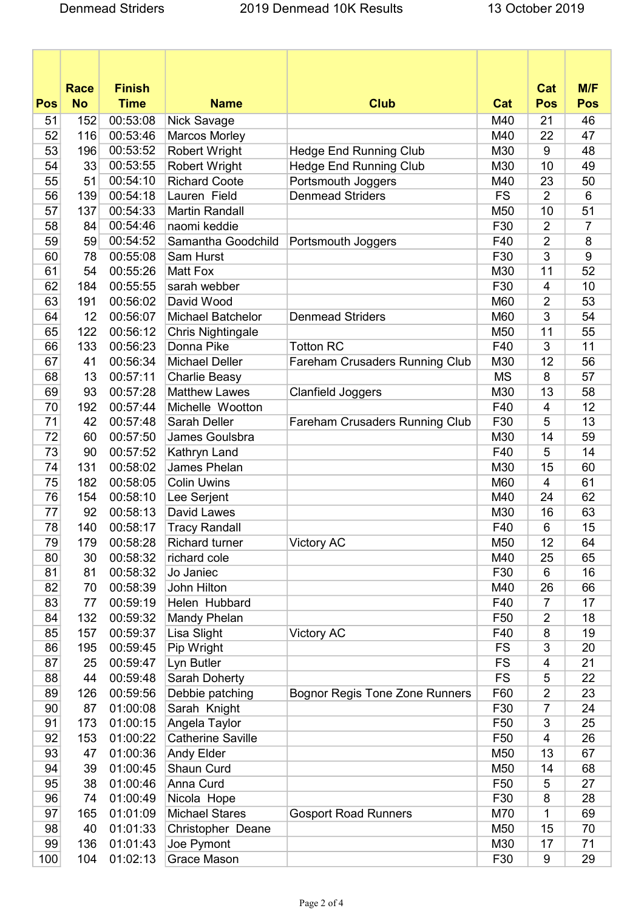| Pos | Race No | Finish Time | Name | Club | Cat | Cat Pos | M/F Pos |
|---|---|---|---|---|---|---|---|
| 51 | 152 | 00:53:08 | Nick Savage | | M40 | 21 | 46 |
| 52 | 116 | 00:53:46 | Marcos Morley | | M40 | 22 | 47 |
| 53 | 196 | 00:53:52 | Robert Wright | Hedge End Running Club | M30 | 9 | 48 |
| 54 | 33 | 00:53:55 | Robert Wright | Hedge End Running Club | M30 | 10 | 49 |
| 55 | 51 | 00:54:10 | Richard Coote | Portsmouth Joggers | M40 | 23 | 50 |
| 56 | 139 | 00:54:18 | Lauren  Field | Denmead Striders | FS | 2 | 6 |
| 57 | 137 | 00:54:33 | Martin Randall | | M50 | 10 | 51 |
| 58 | 84 | 00:54:46 | naomi keddie | | F30 | 2 | 7 |
| 59 | 59 | 00:54:52 | Samantha Goodchild | Portsmouth Joggers | F40 | 2 | 8 |
| 60 | 78 | 00:55:08 | Sam Hurst | | F30 | 3 | 9 |
| 61 | 54 | 00:55:26 | Matt Fox | | M30 | 11 | 52 |
| 62 | 184 | 00:55:55 | sarah webber | | F30 | 4 | 10 |
| 63 | 191 | 00:56:02 | David Wood | | M60 | 2 | 53 |
| 64 | 12 | 00:56:07 | Michael Batchelor | Denmead Striders | M60 | 3 | 54 |
| 65 | 122 | 00:56:12 | Chris Nightingale | | M50 | 11 | 55 |
| 66 | 133 | 00:56:23 | Donna Pike | Totton RC | F40 | 3 | 11 |
| 67 | 41 | 00:56:34 | Michael Deller | Fareham Crusaders Running Club | M30 | 12 | 56 |
| 68 | 13 | 00:57:11 | Charlie Beasy | | MS | 8 | 57 |
| 69 | 93 | 00:57:28 | Matthew Lawes | Clanfield Joggers | M30 | 13 | 58 |
| 70 | 192 | 00:57:44 | Michelle  Wootton | | F40 | 4 | 12 |
| 71 | 42 | 00:57:48 | Sarah Deller | Fareham Crusaders Running Club | F30 | 5 | 13 |
| 72 | 60 | 00:57:50 | James Goulsbra | | M30 | 14 | 59 |
| 73 | 90 | 00:57:52 | Kathryn Land | | F40 | 5 | 14 |
| 74 | 131 | 00:58:02 | James Phelan | | M30 | 15 | 60 |
| 75 | 182 | 00:58:05 | Colin Uwins | | M60 | 4 | 61 |
| 76 | 154 | 00:58:10 | Lee Serjent | | M40 | 24 | 62 |
| 77 | 92 | 00:58:13 | David Lawes | | M30 | 16 | 63 |
| 78 | 140 | 00:58:17 | Tracy Randall | | F40 | 6 | 15 |
| 79 | 179 | 00:58:28 | Richard turner | Victory AC | M50 | 12 | 64 |
| 80 | 30 | 00:58:32 | richard cole | | M40 | 25 | 65 |
| 81 | 81 | 00:58:32 | Jo Janiec | | F30 | 6 | 16 |
| 82 | 70 | 00:58:39 | John Hilton | | M40 | 26 | 66 |
| 83 | 77 | 00:59:19 | Helen  Hubbard | | F40 | 7 | 17 |
| 84 | 132 | 00:59:32 | Mandy Phelan | | F50 | 2 | 18 |
| 85 | 157 | 00:59:37 | Lisa Slight | Victory AC | F40 | 8 | 19 |
| 86 | 195 | 00:59:45 | Pip Wright | | FS | 3 | 20 |
| 87 | 25 | 00:59:47 | Lyn Butler | | FS | 4 | 21 |
| 88 | 44 | 00:59:48 | Sarah Doherty | | FS | 5 | 22 |
| 89 | 126 | 00:59:56 | Debbie patching | Bognor Regis Tone Zone Runners | F60 | 2 | 23 |
| 90 | 87 | 01:00:08 | Sarah  Knight | | F30 | 7 | 24 |
| 91 | 173 | 01:00:15 | Angela Taylor | | F50 | 3 | 25 |
| 92 | 153 | 01:00:22 | Catherine Saville | | F50 | 4 | 26 |
| 93 | 47 | 01:00:36 | Andy Elder | | M50 | 13 | 67 |
| 94 | 39 | 01:00:45 | Shaun Curd | | M50 | 14 | 68 |
| 95 | 38 | 01:00:46 | Anna Curd | | F50 | 5 | 27 |
| 96 | 74 | 01:00:49 | Nicola  Hope | | F30 | 8 | 28 |
| 97 | 165 | 01:01:09 | Michael Stares | Gosport Road Runners | M70 | 1 | 69 |
| 98 | 40 | 01:01:33 | Christopher  Deane | | M50 | 15 | 70 |
| 99 | 136 | 01:01:43 | Joe Pymont | | M30 | 17 | 71 |
| 100 | 104 | 01:02:13 | Grace Mason | | F30 | 9 | 29 |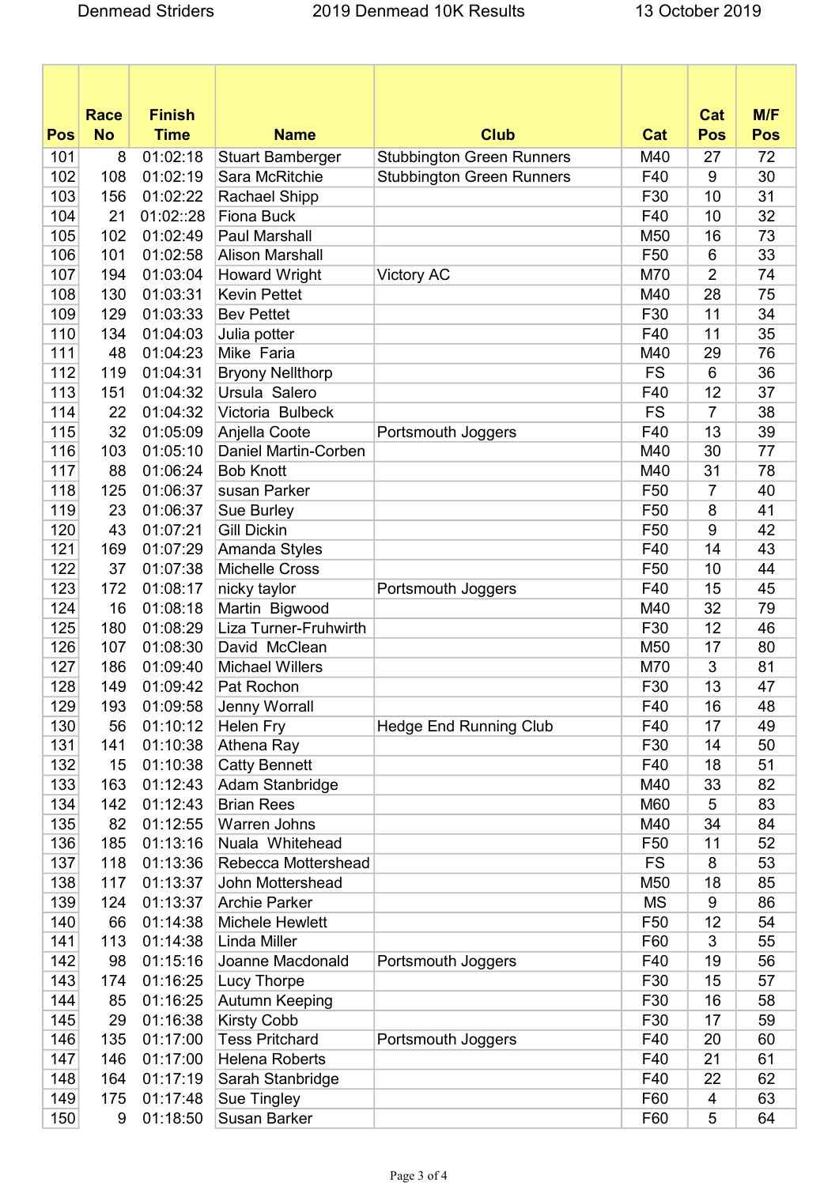| Pos | Race No | Finish Time | Name | Club | Cat | Cat Pos | M/F Pos |
|---|---|---|---|---|---|---|---|
| 101 | 8 | 01:02:18 | Stuart Bamberger | Stubbington Green Runners | M40 | 27 | 72 |
| 102 | 108 | 01:02:19 | Sara McRitchie | Stubbington Green Runners | F40 | 9 | 30 |
| 103 | 156 | 01:02:22 | Rachael Shipp | | F30 | 10 | 31 |
| 104 | 21 | 01:02::28 | Fiona Buck | | F40 | 10 | 32 |
| 105 | 102 | 01:02:49 | Paul Marshall | | M50 | 16 | 73 |
| 106 | 101 | 01:02:58 | Alison Marshall | | F50 | 6 | 33 |
| 107 | 194 | 01:03:04 | Howard Wright | Victory AC | M70 | 2 | 74 |
| 108 | 130 | 01:03:31 | Kevin Pettet | | M40 | 28 | 75 |
| 109 | 129 | 01:03:33 | Bev Pettet | | F30 | 11 | 34 |
| 110 | 134 | 01:04:03 | Julia potter | | F40 | 11 | 35 |
| 111 | 48 | 01:04:23 | Mike Faria | | M40 | 29 | 76 |
| 112 | 119 | 01:04:31 | Bryony Nellthorp | | FS | 6 | 36 |
| 113 | 151 | 01:04:32 | Ursula Salero | | F40 | 12 | 37 |
| 114 | 22 | 01:04:32 | Victoria Bulbeck | | FS | 7 | 38 |
| 115 | 32 | 01:05:09 | Anjella Coote | Portsmouth Joggers | F40 | 13 | 39 |
| 116 | 103 | 01:05:10 | Daniel Martin-Corben | | M40 | 30 | 77 |
| 117 | 88 | 01:06:24 | Bob Knott | | M40 | 31 | 78 |
| 118 | 125 | 01:06:37 | susan Parker | | F50 | 7 | 40 |
| 119 | 23 | 01:06:37 | Sue Burley | | F50 | 8 | 41 |
| 120 | 43 | 01:07:21 | Gill Dickin | | F50 | 9 | 42 |
| 121 | 169 | 01:07:29 | Amanda Styles | | F40 | 14 | 43 |
| 122 | 37 | 01:07:38 | Michelle Cross | | F50 | 10 | 44 |
| 123 | 172 | 01:08:17 | nicky taylor | Portsmouth Joggers | F40 | 15 | 45 |
| 124 | 16 | 01:08:18 | Martin Bigwood | | M40 | 32 | 79 |
| 125 | 180 | 01:08:29 | Liza Turner-Fruhwirth | | F30 | 12 | 46 |
| 126 | 107 | 01:08:30 | David McClean | | M50 | 17 | 80 |
| 127 | 186 | 01:09:40 | Michael Willers | | M70 | 3 | 81 |
| 128 | 149 | 01:09:42 | Pat Rochon | | F30 | 13 | 47 |
| 129 | 193 | 01:09:58 | Jenny Worrall | | F40 | 16 | 48 |
| 130 | 56 | 01:10:12 | Helen Fry | Hedge End Running Club | F40 | 17 | 49 |
| 131 | 141 | 01:10:38 | Athena Ray | | F30 | 14 | 50 |
| 132 | 15 | 01:10:38 | Catty Bennett | | F40 | 18 | 51 |
| 133 | 163 | 01:12:43 | Adam Stanbridge | | M40 | 33 | 82 |
| 134 | 142 | 01:12:43 | Brian Rees | | M60 | 5 | 83 |
| 135 | 82 | 01:12:55 | Warren Johns | | M40 | 34 | 84 |
| 136 | 185 | 01:13:16 | Nuala Whitehead | | F50 | 11 | 52 |
| 137 | 118 | 01:13:36 | Rebecca Mottershead | | FS | 8 | 53 |
| 138 | 117 | 01:13:37 | John Mottershead | | M50 | 18 | 85 |
| 139 | 124 | 01:13:37 | Archie Parker | | MS | 9 | 86 |
| 140 | 66 | 01:14:38 | Michele Hewlett | | F50 | 12 | 54 |
| 141 | 113 | 01:14:38 | Linda Miller | | F60 | 3 | 55 |
| 142 | 98 | 01:15:16 | Joanne Macdonald | Portsmouth Joggers | F40 | 19 | 56 |
| 143 | 174 | 01:16:25 | Lucy Thorpe | | F30 | 15 | 57 |
| 144 | 85 | 01:16:25 | Autumn Keeping | | F30 | 16 | 58 |
| 145 | 29 | 01:16:38 | Kirsty Cobb | | F30 | 17 | 59 |
| 146 | 135 | 01:17:00 | Tess Pritchard | Portsmouth Joggers | F40 | 20 | 60 |
| 147 | 146 | 01:17:00 | Helena Roberts | | F40 | 21 | 61 |
| 148 | 164 | 01:17:19 | Sarah Stanbridge | | F40 | 22 | 62 |
| 149 | 175 | 01:17:48 | Sue Tingley | | F60 | 4 | 63 |
| 150 | 9 | 01:18:50 | Susan Barker | | F60 | 5 | 64 |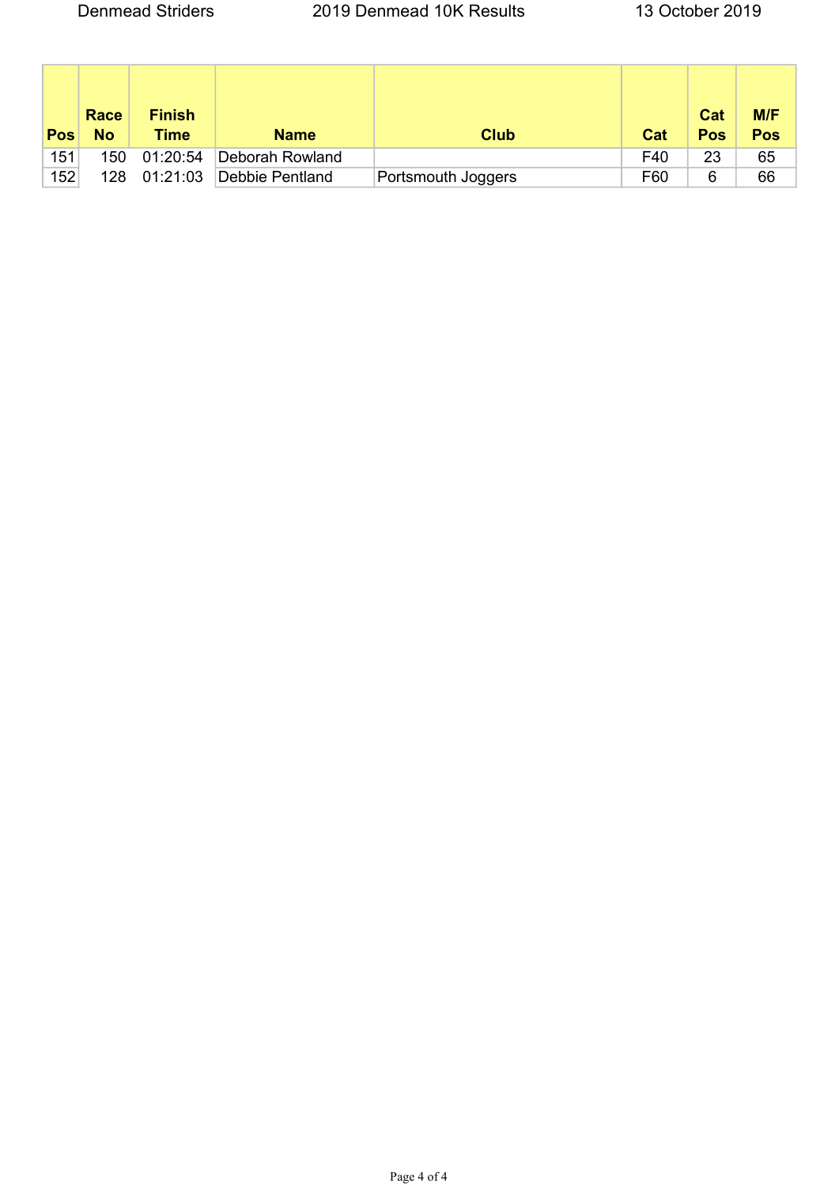| Pos | Race No | Finish Time | Name | Club | Cat | Cat Pos | M/F Pos |
|---|---|---|---|---|---|---|---|
| 151 | 150 | 01:20:54 | Deborah Rowland | | F40 | 23 | 65 |
| 152 | 128 | 01:21:03 | Debbie Pentland | Portsmouth Joggers | F60 | 6 | 66 |